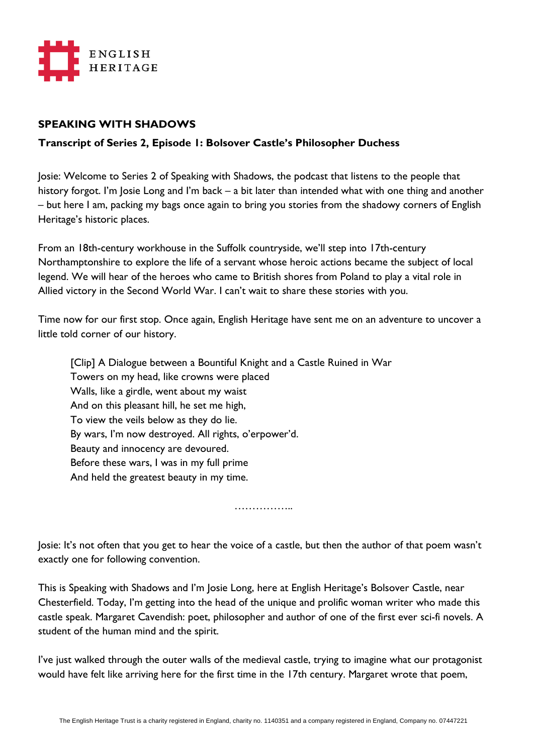ENGLISH HERITAGE

**SPEAKING WITH SHADOWS**

**Transcript of Series 2, Episode 1: Bolsover Castle's Philosopher Duchess**

Josie: Welcome to Series 2 of Speaking with Shadows, the podcast that listens to the people that history forgot. I'm Josie Long and I'm back – a bit later than intended what with one thing and another – but here I am, packing my bags once again to bring you stories from the shadowy corners of English Heritage's historic places.

From an 18th-century workhouse in the Suffolk countryside, we'll step into 17th-century Northamptonshire to explore the life of a servant whose heroic actions became the subject of local legend. We will hear of the heroes who came to British shores from Poland to play a vital role in Allied victory in the Second World War. I can't wait to share these stories with you.

Time now for our first stop. Once again, English Heritage have sent me on an adventure to uncover a little told corner of our history.

> [Clip] A Dialogue between a Bountiful Knight and a Castle Ruined in War
> Towers on my head, like crowns were placed
> Walls, like a girdle, went about my waist
> And on this pleasant hill, he set me high,
> To view the veils below as they do lie.
> By wars, I'm now destroyed. All rights, o'erpower'd.
> Beauty and innocency are devoured.
> Before these wars, I was in my full prime
> And held the greatest beauty in my time.

……………..

Josie: It's not often that you get to hear the voice of a castle, but then the author of that poem wasn't exactly one for following convention.

This is Speaking with Shadows and I'm Josie Long, here at English Heritage's Bolsover Castle, near Chesterfield. Today, I'm getting into the head of the unique and prolific woman writer who made this castle speak. Margaret Cavendish: poet, philosopher and author of one of the first ever sci-fi novels. A student of the human mind and the spirit.

I've just walked through the outer walls of the medieval castle, trying to imagine what our protagonist would have felt like arriving here for the first time in the 17th century. Margaret wrote that poem,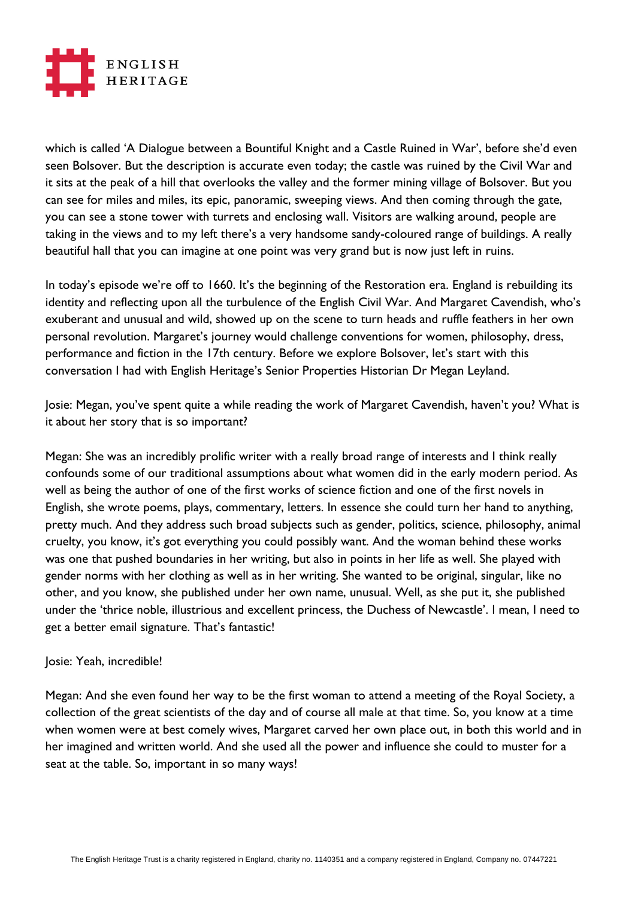which is called 'A Dialogue between a Bountiful Knight and a Castle Ruined in War', before she'd even seen Bolsover. But the description is accurate even today; the castle was ruined by the Civil War and it sits at the peak of a hill that overlooks the valley and the former mining village of Bolsover. But you can see for miles and miles, its epic, panoramic, sweeping views. And then coming through the gate, you can see a stone tower with turrets and enclosing wall. Visitors are walking around, people are taking in the views and to my left there's a very handsome sandy-coloured range of buildings. A really beautiful hall that you can imagine at one point was very grand but is now just left in ruins.

In today's episode we're off to 1660. It's the beginning of the Restoration era. England is rebuilding its identity and reflecting upon all the turbulence of the English Civil War. And Margaret Cavendish, who's exuberant and unusual and wild, showed up on the scene to turn heads and ruffle feathers in her own personal revolution. Margaret's journey would challenge conventions for women, philosophy, dress, performance and fiction in the 17th century. Before we explore Bolsover, let's start with this conversation I had with English Heritage's Senior Properties Historian Dr Megan Leyland.

Josie: Megan, you've spent quite a while reading the work of Margaret Cavendish, haven't you? What is it about her story that is so important?

Megan: She was an incredibly prolific writer with a really broad range of interests and I think really confounds some of our traditional assumptions about what women did in the early modern period. As well as being the author of one of the first works of science fiction and one of the first novels in English, she wrote poems, plays, commentary, letters. In essence she could turn her hand to anything, pretty much. And they address such broad subjects such as gender, politics, science, philosophy, animal cruelty, you know, it's got everything you could possibly want. And the woman behind these works was one that pushed boundaries in her writing, but also in points in her life as well. She played with gender norms with her clothing as well as in her writing. She wanted to be original, singular, like no other, and you know, she published under her own name, unusual. Well, as she put it, she published under the 'thrice noble, illustrious and excellent princess, the Duchess of Newcastle'. I mean, I need to get a better email signature. That's fantastic!

Josie: Yeah, incredible!

Megan: And she even found her way to be the first woman to attend a meeting of the Royal Society, a collection of the great scientists of the day and of course all male at that time. So, you know at a time when women were at best comely wives, Margaret carved her own place out, in both this world and in her imagined and written world. And she used all the power and influence she could to muster for a seat at the table. So, important in so many ways!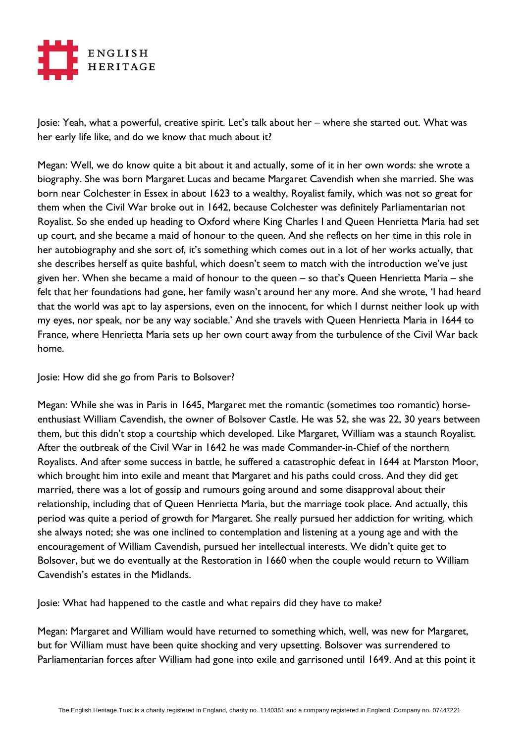Josie: Yeah, what a powerful, creative spirit. Let's talk about her – where she started out. What was her early life like, and do we know that much about it?

Megan: Well, we do know quite a bit about it and actually, some of it in her own words: she wrote a biography. She was born Margaret Lucas and became Margaret Cavendish when she married. She was born near Colchester in Essex in about 1623 to a wealthy, Royalist family, which was not so great for them when the Civil War broke out in 1642, because Colchester was definitely Parliamentarian not Royalist. So she ended up heading to Oxford where King Charles I and Queen Henrietta Maria had set up court, and she became a maid of honour to the queen. And she reflects on her time in this role in her autobiography and she sort of, it's something which comes out in a lot of her works actually, that she describes herself as quite bashful, which doesn't seem to match with the introduction we've just given her. When she became a maid of honour to the queen – so that's Queen Henrietta Maria – she felt that her foundations had gone, her family wasn't around her any more. And she wrote, 'I had heard that the world was apt to lay aspersions, even on the innocent, for which I durnst neither look up with my eyes, nor speak, nor be any way sociable.' And she travels with Queen Henrietta Maria in 1644 to France, where Henrietta Maria sets up her own court away from the turbulence of the Civil War back home.

Josie: How did she go from Paris to Bolsover?

Megan: While she was in Paris in 1645, Margaret met the romantic (sometimes too romantic) horse-enthusiast William Cavendish, the owner of Bolsover Castle. He was 52, she was 22, 30 years between them, but this didn't stop a courtship which developed. Like Margaret, William was a staunch Royalist. After the outbreak of the Civil War in 1642 he was made Commander-in-Chief of the northern Royalists. And after some success in battle, he suffered a catastrophic defeat in 1644 at Marston Moor, which brought him into exile and meant that Margaret and his paths could cross. And they did get married, there was a lot of gossip and rumours going around and some disapproval about their relationship, including that of Queen Henrietta Maria, but the marriage took place. And actually, this period was quite a period of growth for Margaret. She really pursued her addiction for writing, which she always noted; she was one inclined to contemplation and listening at a young age and with the encouragement of William Cavendish, pursued her intellectual interests. We didn't quite get to Bolsover, but we do eventually at the Restoration in 1660 when the couple would return to William Cavendish's estates in the Midlands.

Josie: What had happened to the castle and what repairs did they have to make?

Megan: Margaret and William would have returned to something which, well, was new for Margaret, but for William must have been quite shocking and very upsetting. Bolsover was surrendered to Parliamentarian forces after William had gone into exile and garrisoned until 1649. And at this point it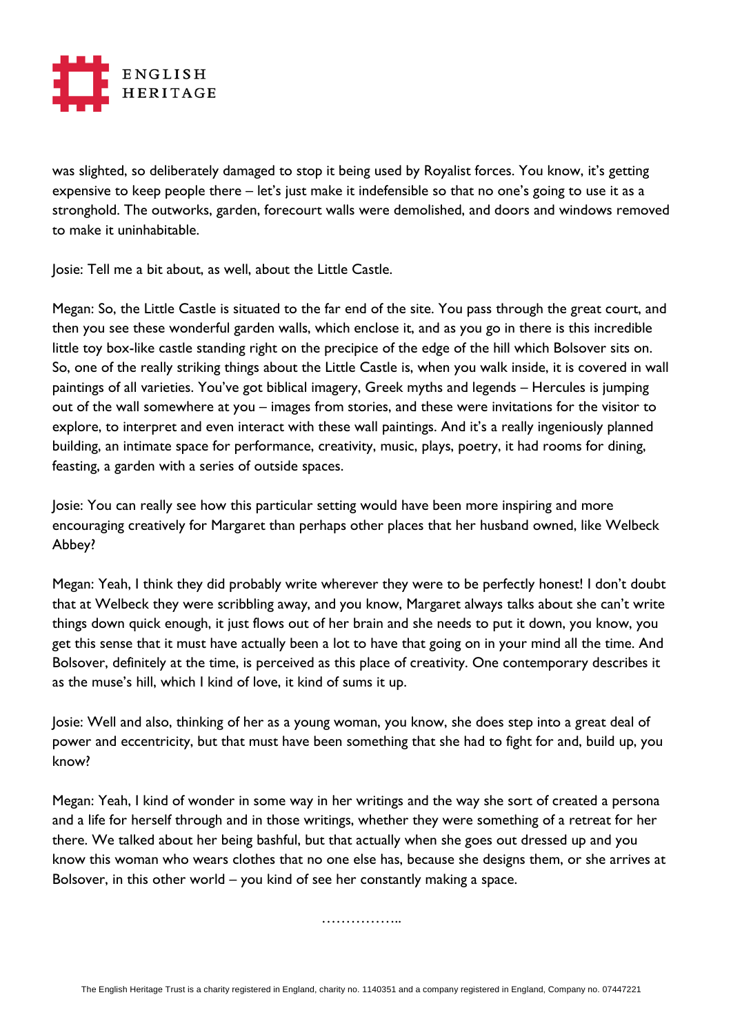was slighted, so deliberately damaged to stop it being used by Royalist forces. You know, it's getting expensive to keep people there – let's just make it indefensible so that no one's going to use it as a stronghold. The outworks, garden, forecourt walls were demolished, and doors and windows removed to make it uninhabitable.

Josie: Tell me a bit about, as well, about the Little Castle.

Megan: So, the Little Castle is situated to the far end of the site. You pass through the great court, and then you see these wonderful garden walls, which enclose it, and as you go in there is this incredible little toy box-like castle standing right on the precipice of the edge of the hill which Bolsover sits on. So, one of the really striking things about the Little Castle is, when you walk inside, it is covered in wall paintings of all varieties. You've got biblical imagery, Greek myths and legends – Hercules is jumping out of the wall somewhere at you – images from stories, and these were invitations for the visitor to explore, to interpret and even interact with these wall paintings. And it's a really ingeniously planned building, an intimate space for performance, creativity, music, plays, poetry, it had rooms for dining, feasting, a garden with a series of outside spaces.

Josie: You can really see how this particular setting would have been more inspiring and more encouraging creatively for Margaret than perhaps other places that her husband owned, like Welbeck Abbey?

Megan: Yeah, I think they did probably write wherever they were to be perfectly honest! I don't doubt that at Welbeck they were scribbling away, and you know, Margaret always talks about she can't write things down quick enough, it just flows out of her brain and she needs to put it down, you know, you get this sense that it must have actually been a lot to have that going on in your mind all the time. And Bolsover, definitely at the time, is perceived as this place of creativity. One contemporary describes it as the muse's hill, which I kind of love, it kind of sums it up.

Josie: Well and also, thinking of her as a young woman, you know, she does step into a great deal of power and eccentricity, but that must have been something that she had to fight for and, build up, you know?

Megan: Yeah, I kind of wonder in some way in her writings and the way she sort of created a persona and a life for herself through and in those writings, whether they were something of a retreat for her there. We talked about her being bashful, but that actually when she goes out dressed up and you know this woman who wears clothes that no one else has, because she designs them, or she arrives at Bolsover, in this other world – you kind of see her constantly making a space.

……………..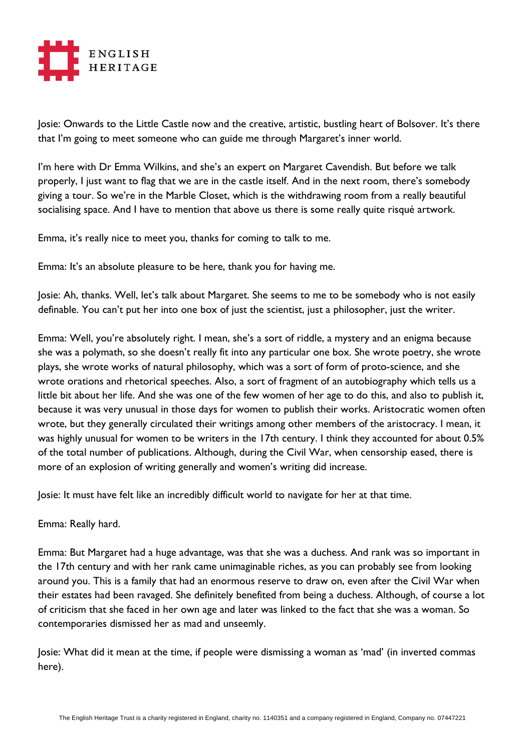Josie: Onwards to the Little Castle now and the creative, artistic, bustling heart of Bolsover. It's there that I'm going to meet someone who can guide me through Margaret's inner world.

I'm here with Dr Emma Wilkins, and she's an expert on Margaret Cavendish. But before we talk properly, I just want to flag that we are in the castle itself. And in the next room, there's somebody giving a tour. So we're in the Marble Closet, which is the withdrawing room from a really beautiful socialising space. And I have to mention that above us there is some really quite risqué artwork.

Emma, it's really nice to meet you, thanks for coming to talk to me.

Emma: It's an absolute pleasure to be here, thank you for having me.

Josie: Ah, thanks. Well, let's talk about Margaret. She seems to me to be somebody who is not easily definable. You can't put her into one box of just the scientist, just a philosopher, just the writer.

Emma: Well, you're absolutely right. I mean, she's a sort of riddle, a mystery and an enigma because she was a polymath, so she doesn't really fit into any particular one box. She wrote poetry, she wrote plays, she wrote works of natural philosophy, which was a sort of form of proto-science, and she wrote orations and rhetorical speeches. Also, a sort of fragment of an autobiography which tells us a little bit about her life. And she was one of the few women of her age to do this, and also to publish it, because it was very unusual in those days for women to publish their works. Aristocratic women often wrote, but they generally circulated their writings among other members of the aristocracy. I mean, it was highly unusual for women to be writers in the 17th century. I think they accounted for about 0.5% of the total number of publications. Although, during the Civil War, when censorship eased, there is more of an explosion of writing generally and women's writing did increase.

Josie: It must have felt like an incredibly difficult world to navigate for her at that time.

Emma: Really hard.

Emma: But Margaret had a huge advantage, was that she was a duchess. And rank was so important in the 17th century and with her rank came unimaginable riches, as you can probably see from looking around you. This is a family that had an enormous reserve to draw on, even after the Civil War when their estates had been ravaged. She definitely benefited from being a duchess. Although, of course a lot of criticism that she faced in her own age and later was linked to the fact that she was a woman. So contemporaries dismissed her as mad and unseemly.

Josie: What did it mean at the time, if people were dismissing a woman as 'mad' (in inverted commas here).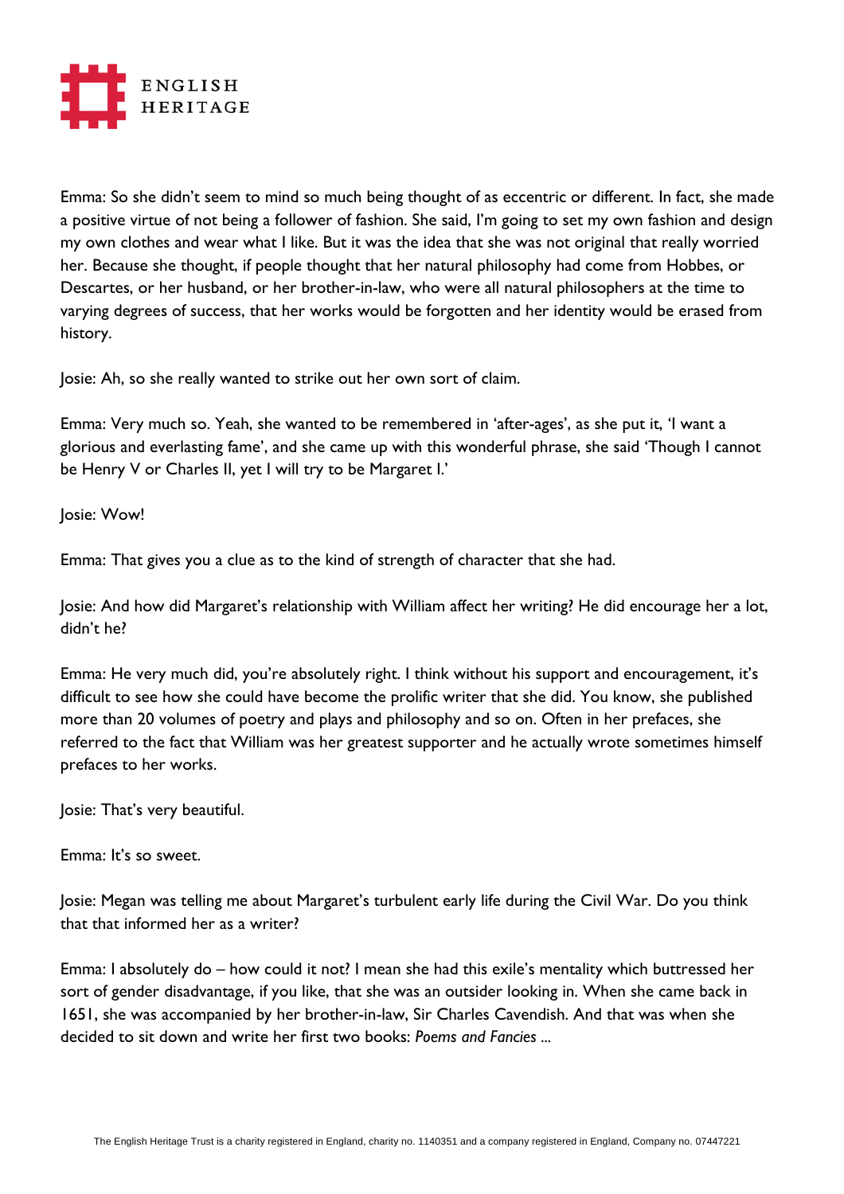Emma: So she didn't seem to mind so much being thought of as eccentric or different. In fact, she made a positive virtue of not being a follower of fashion. She said, I'm going to set my own fashion and design my own clothes and wear what I like. But it was the idea that she was not original that really worried her. Because she thought, if people thought that her natural philosophy had come from Hobbes, or Descartes, or her husband, or her brother-in-law, who were all natural philosophers at the time to varying degrees of success, that her works would be forgotten and her identity would be erased from history.

Josie: Ah, so she really wanted to strike out her own sort of claim.

Emma: Very much so. Yeah, she wanted to be remembered in 'after-ages', as she put it, 'I want a glorious and everlasting fame', and she came up with this wonderful phrase, she said 'Though I cannot be Henry V or Charles II, yet I will try to be Margaret I.'

Josie: Wow!

Emma: That gives you a clue as to the kind of strength of character that she had.

Josie: And how did Margaret's relationship with William affect her writing? He did encourage her a lot, didn't he?

Emma: He very much did, you're absolutely right. I think without his support and encouragement, it's difficult to see how she could have become the prolific writer that she did. You know, she published more than 20 volumes of poetry and plays and philosophy and so on. Often in her prefaces, she referred to the fact that William was her greatest supporter and he actually wrote sometimes himself prefaces to her works.

Josie: That's very beautiful.

Emma: It's so sweet.

Josie: Megan was telling me about Margaret's turbulent early life during the Civil War. Do you think that that informed her as a writer?

Emma: I absolutely do – how could it not? I mean she had this exile's mentality which buttressed her sort of gender disadvantage, if you like, that she was an outsider looking in. When she came back in 1651, she was accompanied by her brother-in-law, Sir Charles Cavendish. And that was when she decided to sit down and write her first two books: *Poems and Fancies* ...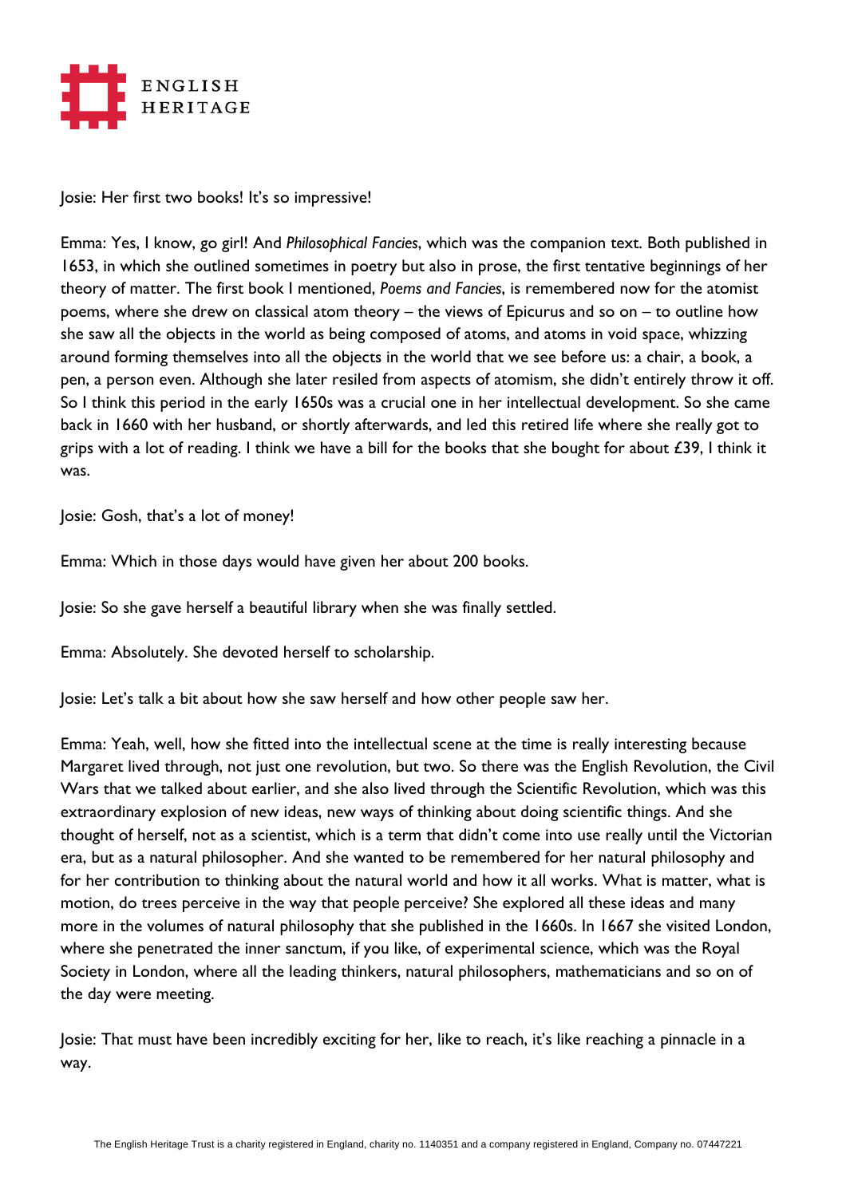Josie: Her first two books! It's so impressive!

Emma: Yes, I know, go girl! And *Philosophical Fancies*, which was the companion text. Both published in 1653, in which she outlined sometimes in poetry but also in prose, the first tentative beginnings of her theory of matter. The first book I mentioned, *Poems and Fancies*, is remembered now for the atomist poems, where she drew on classical atom theory – the views of Epicurus and so on – to outline how she saw all the objects in the world as being composed of atoms, and atoms in void space, whizzing around forming themselves into all the objects in the world that we see before us: a chair, a book, a pen, a person even. Although she later resiled from aspects of atomism, she didn't entirely throw it off. So I think this period in the early 1650s was a crucial one in her intellectual development. So she came back in 1660 with her husband, or shortly afterwards, and led this retired life where she really got to grips with a lot of reading. I think we have a bill for the books that she bought for about £39, I think it was.

Josie: Gosh, that's a lot of money!

Emma: Which in those days would have given her about 200 books.

Josie: So she gave herself a beautiful library when she was finally settled.

Emma: Absolutely. She devoted herself to scholarship.

Josie: Let's talk a bit about how she saw herself and how other people saw her.

Emma: Yeah, well, how she fitted into the intellectual scene at the time is really interesting because Margaret lived through, not just one revolution, but two. So there was the English Revolution, the Civil Wars that we talked about earlier, and she also lived through the Scientific Revolution, which was this extraordinary explosion of new ideas, new ways of thinking about doing scientific things. And she thought of herself, not as a scientist, which is a term that didn't come into use really until the Victorian era, but as a natural philosopher. And she wanted to be remembered for her natural philosophy and for her contribution to thinking about the natural world and how it all works. What is matter, what is motion, do trees perceive in the way that people perceive? She explored all these ideas and many more in the volumes of natural philosophy that she published in the 1660s. In 1667 she visited London, where she penetrated the inner sanctum, if you like, of experimental science, which was the Royal Society in London, where all the leading thinkers, natural philosophers, mathematicians and so on of the day were meeting.

Josie: That must have been incredibly exciting for her, like to reach, it's like reaching a pinnacle in a way.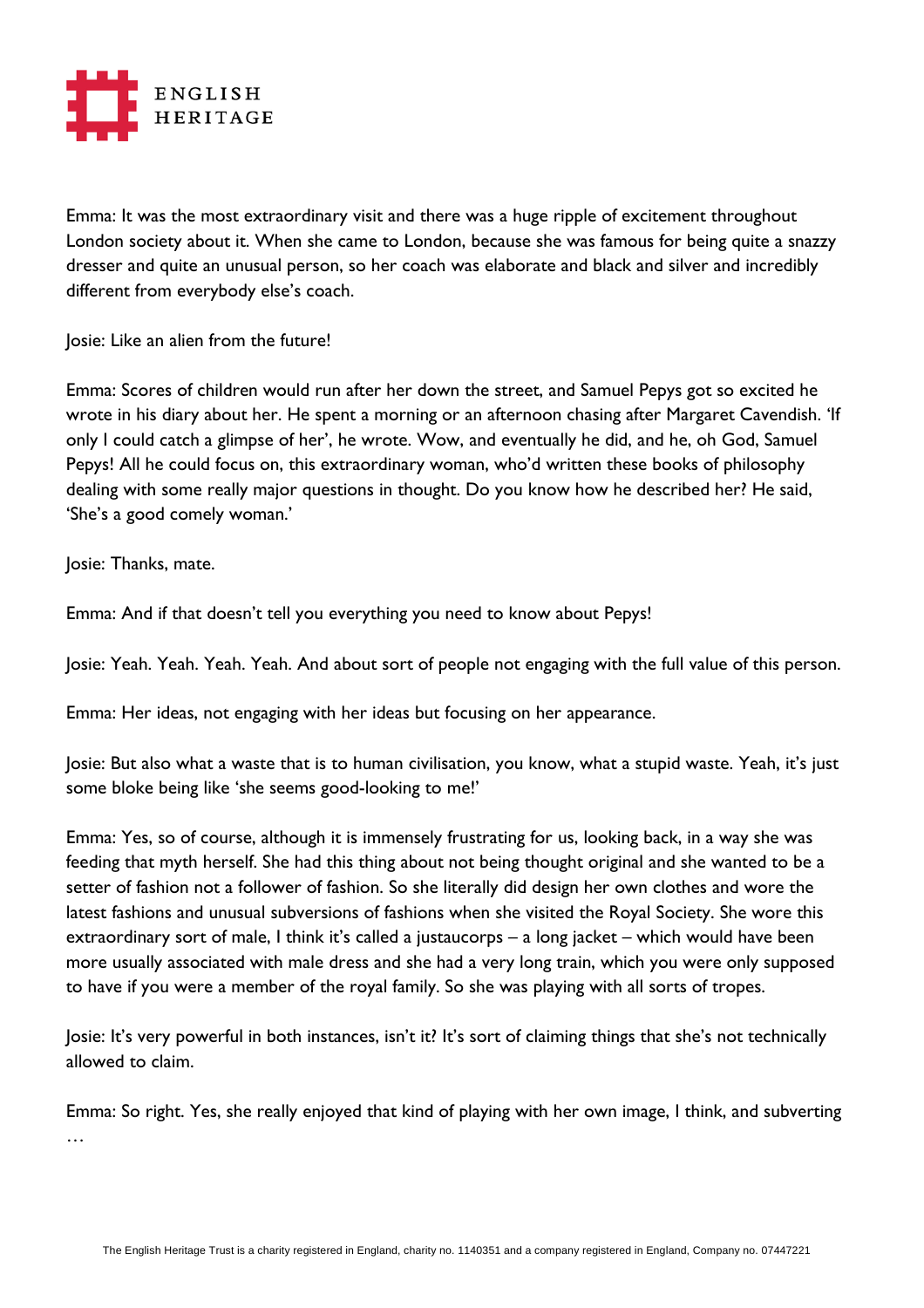Emma: It was the most extraordinary visit and there was a huge ripple of excitement throughout London society about it. When she came to London, because she was famous for being quite a snazzy dresser and quite an unusual person, so her coach was elaborate and black and silver and incredibly different from everybody else's coach.

Josie: Like an alien from the future!

Emma: Scores of children would run after her down the street, and Samuel Pepys got so excited he wrote in his diary about her. He spent a morning or an afternoon chasing after Margaret Cavendish. 'If only I could catch a glimpse of her', he wrote. Wow, and eventually he did, and he, oh God, Samuel Pepys! All he could focus on, this extraordinary woman, who'd written these books of philosophy dealing with some really major questions in thought. Do you know how he described her? He said, 'She's a good comely woman.'

Josie: Thanks, mate.

Emma: And if that doesn't tell you everything you need to know about Pepys!

Josie: Yeah. Yeah. Yeah. Yeah. And about sort of people not engaging with the full value of this person.

Emma: Her ideas, not engaging with her ideas but focusing on her appearance.

Josie: But also what a waste that is to human civilisation, you know, what a stupid waste. Yeah, it's just some bloke being like 'she seems good-looking to me!'

Emma: Yes, so of course, although it is immensely frustrating for us, looking back, in a way she was feeding that myth herself. She had this thing about not being thought original and she wanted to be a setter of fashion not a follower of fashion. So she literally did design her own clothes and wore the latest fashions and unusual subversions of fashions when she visited the Royal Society. She wore this extraordinary sort of male, I think it's called a justaucorps – a long jacket – which would have been more usually associated with male dress and she had a very long train, which you were only supposed to have if you were a member of the royal family. So she was playing with all sorts of tropes.

Josie: It's very powerful in both instances, isn't it? It's sort of claiming things that she's not technically allowed to claim.

Emma: So right. Yes, she really enjoyed that kind of playing with her own image, I think, and subverting …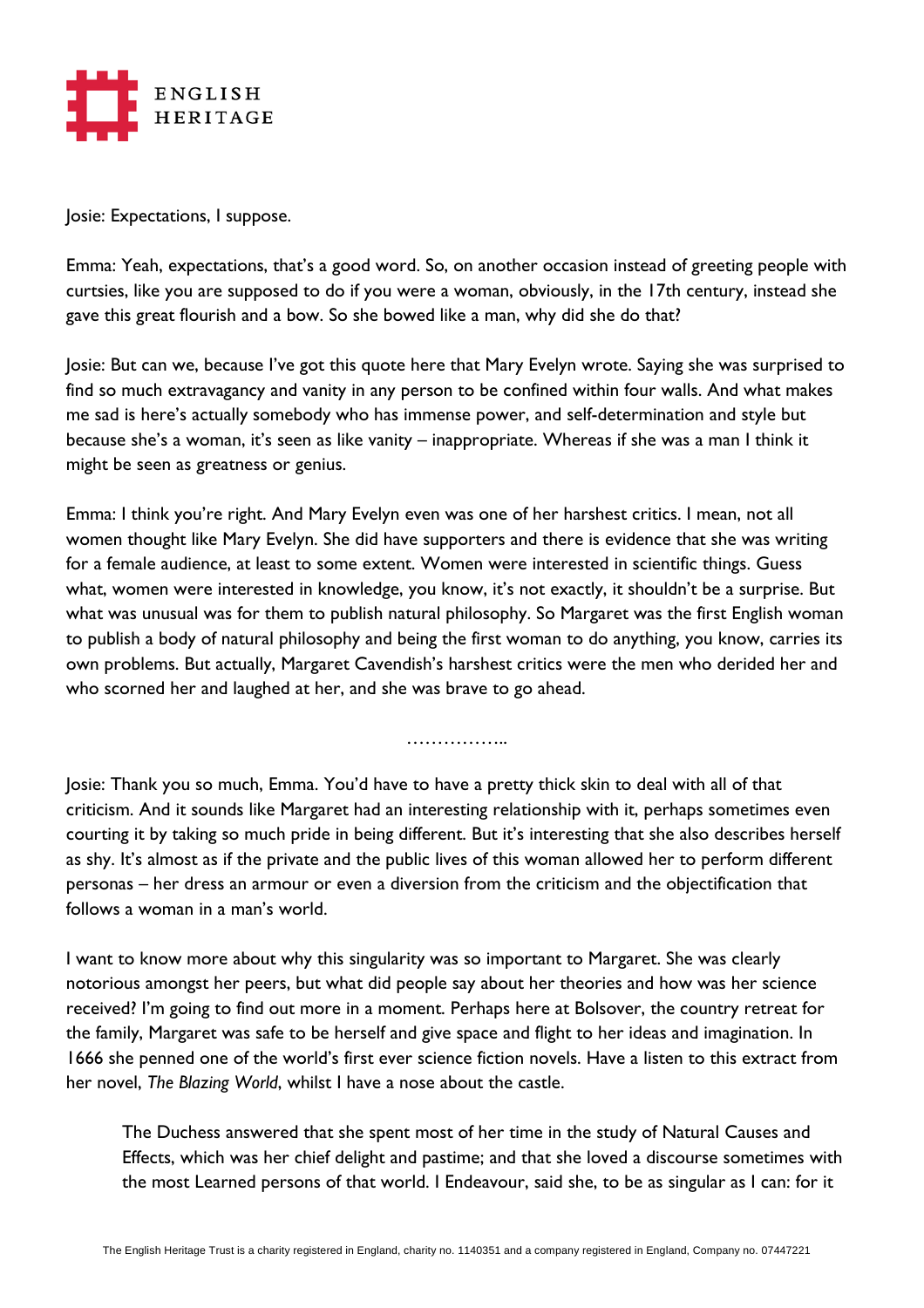Josie: Expectations, I suppose.

Emma: Yeah, expectations, that's a good word. So, on another occasion instead of greeting people with curtsies, like you are supposed to do if you were a woman, obviously, in the 17th century, instead she gave this great flourish and a bow. So she bowed like a man, why did she do that?

Josie: But can we, because I've got this quote here that Mary Evelyn wrote. Saying she was surprised to find so much extravagancy and vanity in any person to be confined within four walls. And what makes me sad is here's actually somebody who has immense power, and self-determination and style but because she's a woman, it's seen as like vanity – inappropriate. Whereas if she was a man I think it might be seen as greatness or genius.

Emma: I think you're right. And Mary Evelyn even was one of her harshest critics. I mean, not all women thought like Mary Evelyn. She did have supporters and there is evidence that she was writing for a female audience, at least to some extent. Women were interested in scientific things. Guess what, women were interested in knowledge, you know, it's not exactly, it shouldn't be a surprise. But what was unusual was for them to publish natural philosophy. So Margaret was the first English woman to publish a body of natural philosophy and being the first woman to do anything, you know, carries its own problems. But actually, Margaret Cavendish's harshest critics were the men who derided her and who scorned her and laughed at her, and she was brave to go ahead.

……………..

Josie: Thank you so much, Emma. You'd have to have a pretty thick skin to deal with all of that criticism. And it sounds like Margaret had an interesting relationship with it, perhaps sometimes even courting it by taking so much pride in being different. But it's interesting that she also describes herself as shy. It's almost as if the private and the public lives of this woman allowed her to perform different personas – her dress an armour or even a diversion from the criticism and the objectification that follows a woman in a man's world.

I want to know more about why this singularity was so important to Margaret. She was clearly notorious amongst her peers, but what did people say about her theories and how was her science received? I'm going to find out more in a moment. Perhaps here at Bolsover, the country retreat for the family, Margaret was safe to be herself and give space and flight to her ideas and imagination. In 1666 she penned one of the world's first ever science fiction novels. Have a listen to this extract from her novel, *The Blazing World*, whilst I have a nose about the castle.

> The Duchess answered that she spent most of her time in the study of Natural Causes and Effects, which was her chief delight and pastime; and that she loved a discourse sometimes with the most Learned persons of that world. I Endeavour, said she, to be as singular as I can: for it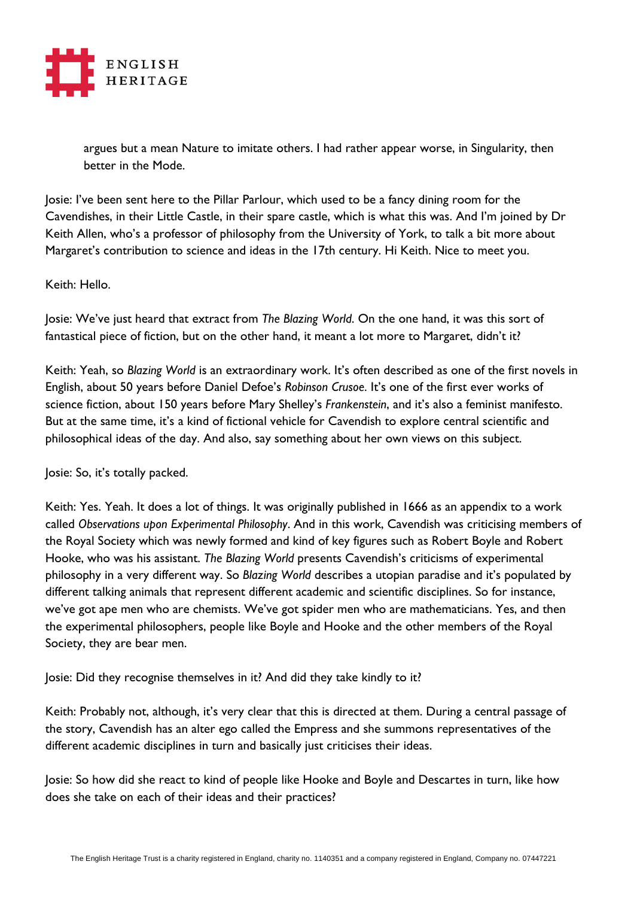> argues but a mean Nature to imitate others. I had rather appear worse, in Singularity, then better in the Mode.

Josie: I've been sent here to the Pillar Parlour, which used to be a fancy dining room for the Cavendishes, in their Little Castle, in their spare castle, which is what this was. And I'm joined by Dr Keith Allen, who's a professor of philosophy from the University of York, to talk a bit more about Margaret's contribution to science and ideas in the 17th century. Hi Keith. Nice to meet you.

Keith: Hello.

Josie: We've just heard that extract from *The Blazing World*. On the one hand, it was this sort of fantastical piece of fiction, but on the other hand, it meant a lot more to Margaret, didn't it?

Keith: Yeah, so *Blazing World* is an extraordinary work. It's often described as one of the first novels in English, about 50 years before Daniel Defoe's *Robinson Crusoe*. It's one of the first ever works of science fiction, about 150 years before Mary Shelley's *Frankenstein*, and it's also a feminist manifesto. But at the same time, it's a kind of fictional vehicle for Cavendish to explore central scientific and philosophical ideas of the day. And also, say something about her own views on this subject.

Josie: So, it's totally packed.

Keith: Yes. Yeah. It does a lot of things. It was originally published in 1666 as an appendix to a work called *Observations upon Experimental Philosophy*. And in this work, Cavendish was criticising members of the Royal Society which was newly formed and kind of key figures such as Robert Boyle and Robert Hooke, who was his assistant. *The Blazing World* presents Cavendish's criticisms of experimental philosophy in a very different way. So *Blazing World* describes a utopian paradise and it's populated by different talking animals that represent different academic and scientific disciplines. So for instance, we've got ape men who are chemists. We've got spider men who are mathematicians. Yes, and then the experimental philosophers, people like Boyle and Hooke and the other members of the Royal Society, they are bear men.

Josie: Did they recognise themselves in it? And did they take kindly to it?

Keith: Probably not, although, it's very clear that this is directed at them. During a central passage of the story, Cavendish has an alter ego called the Empress and she summons representatives of the different academic disciplines in turn and basically just criticises their ideas.

Josie: So how did she react to kind of people like Hooke and Boyle and Descartes in turn, like how does she take on each of their ideas and their practices?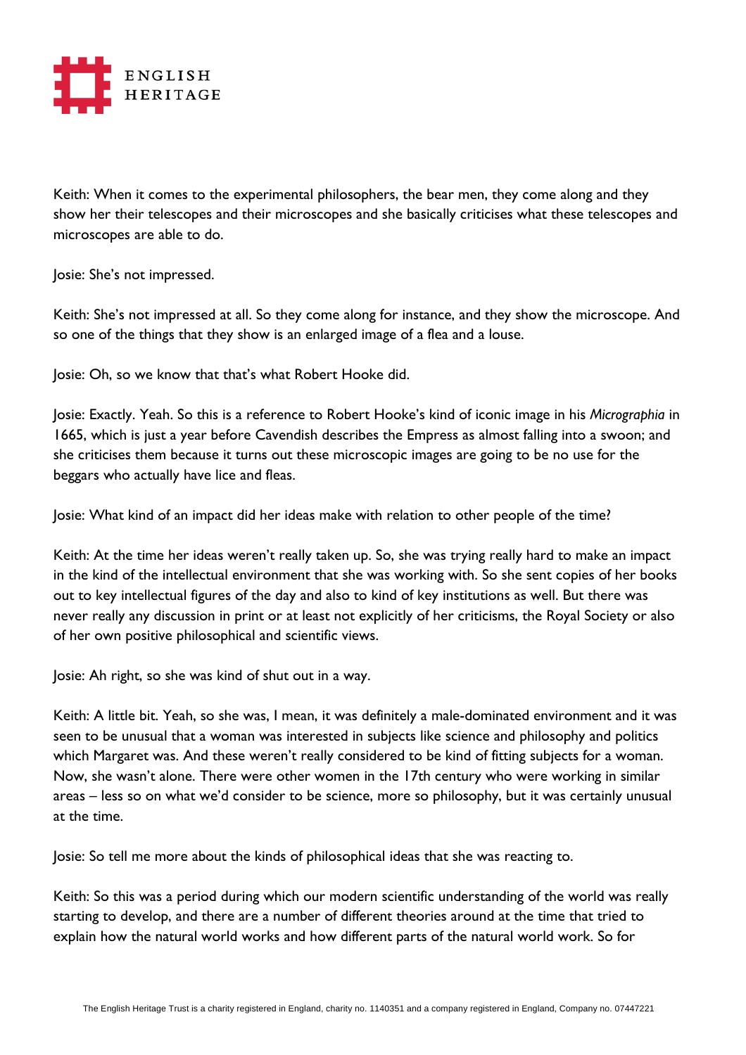Keith: When it comes to the experimental philosophers, the bear men, they come along and they show her their telescopes and their microscopes and she basically criticises what these telescopes and microscopes are able to do.

Josie: She's not impressed.

Keith: She's not impressed at all. So they come along for instance, and they show the microscope. And so one of the things that they show is an enlarged image of a flea and a louse.

Josie: Oh, so we know that that's what Robert Hooke did.

Josie: Exactly. Yeah. So this is a reference to Robert Hooke's kind of iconic image in his *Micrographia* in 1665, which is just a year before Cavendish describes the Empress as almost falling into a swoon; and she criticises them because it turns out these microscopic images are going to be no use for the beggars who actually have lice and fleas.

Josie: What kind of an impact did her ideas make with relation to other people of the time?

Keith: At the time her ideas weren't really taken up. So, she was trying really hard to make an impact in the kind of the intellectual environment that she was working with. So she sent copies of her books out to key intellectual figures of the day and also to kind of key institutions as well. But there was never really any discussion in print or at least not explicitly of her criticisms, the Royal Society or also of her own positive philosophical and scientific views.

Josie: Ah right, so she was kind of shut out in a way.

Keith: A little bit. Yeah, so she was, I mean, it was definitely a male-dominated environment and it was seen to be unusual that a woman was interested in subjects like science and philosophy and politics which Margaret was. And these weren't really considered to be kind of fitting subjects for a woman. Now, she wasn't alone. There were other women in the 17th century who were working in similar areas – less so on what we'd consider to be science, more so philosophy, but it was certainly unusual at the time.

Josie: So tell me more about the kinds of philosophical ideas that she was reacting to.

Keith: So this was a period during which our modern scientific understanding of the world was really starting to develop, and there are a number of different theories around at the time that tried to explain how the natural world works and how different parts of the natural world work. So for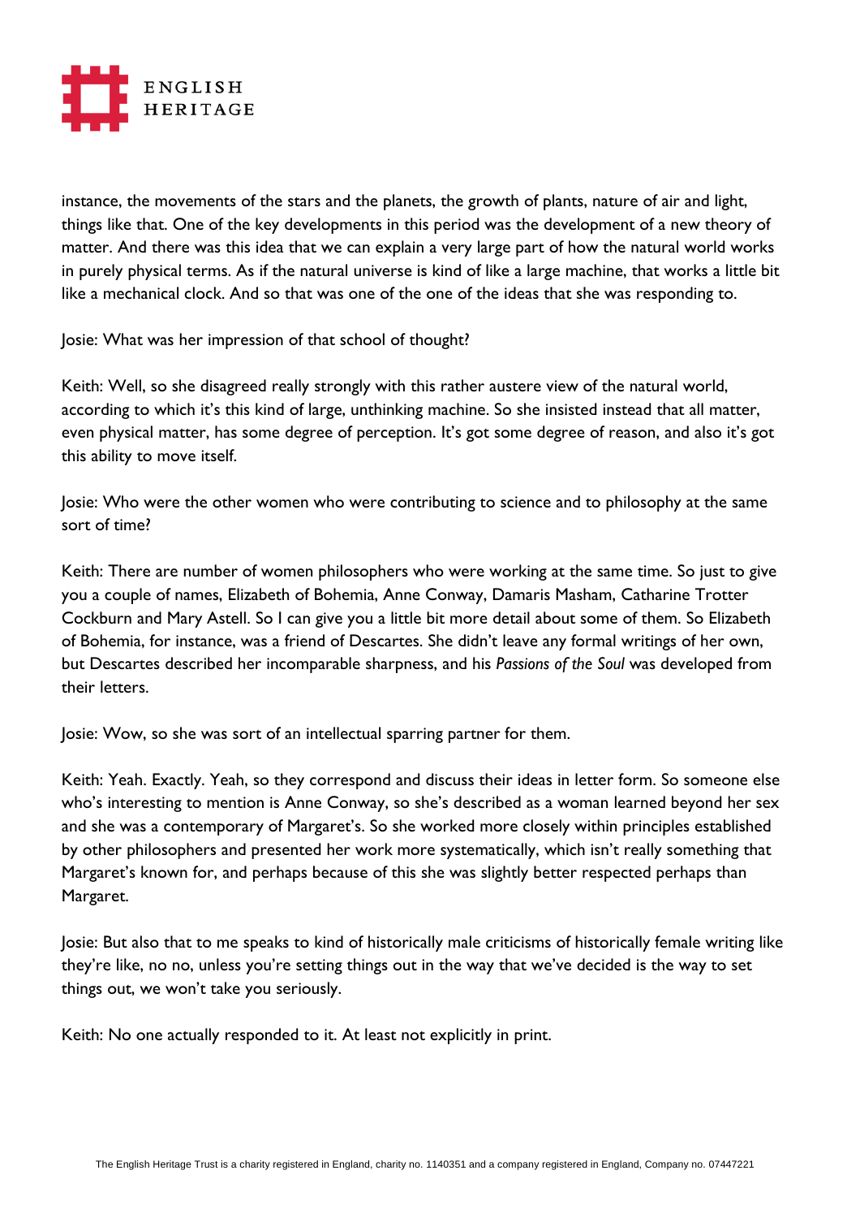instance, the movements of the stars and the planets, the growth of plants, nature of air and light, things like that. One of the key developments in this period was the development of a new theory of matter. And there was this idea that we can explain a very large part of how the natural world works in purely physical terms. As if the natural universe is kind of like a large machine, that works a little bit like a mechanical clock. And so that was one of the one of the ideas that she was responding to.

Josie: What was her impression of that school of thought?

Keith: Well, so she disagreed really strongly with this rather austere view of the natural world, according to which it's this kind of large, unthinking machine. So she insisted instead that all matter, even physical matter, has some degree of perception. It's got some degree of reason, and also it's got this ability to move itself.

Josie: Who were the other women who were contributing to science and to philosophy at the same sort of time?

Keith: There are number of women philosophers who were working at the same time. So just to give you a couple of names, Elizabeth of Bohemia, Anne Conway, Damaris Masham, Catharine Trotter Cockburn and Mary Astell. So I can give you a little bit more detail about some of them. So Elizabeth of Bohemia, for instance, was a friend of Descartes. She didn't leave any formal writings of her own, but Descartes described her incomparable sharpness, and his *Passions of the Soul* was developed from their letters.

Josie: Wow, so she was sort of an intellectual sparring partner for them.

Keith: Yeah. Exactly. Yeah, so they correspond and discuss their ideas in letter form. So someone else who's interesting to mention is Anne Conway, so she's described as a woman learned beyond her sex and she was a contemporary of Margaret's. So she worked more closely within principles established by other philosophers and presented her work more systematically, which isn't really something that Margaret's known for, and perhaps because of this she was slightly better respected perhaps than Margaret.

Josie: But also that to me speaks to kind of historically male criticisms of historically female writing like they're like, no no, unless you're setting things out in the way that we've decided is the way to set things out, we won't take you seriously.

Keith: No one actually responded to it. At least not explicitly in print.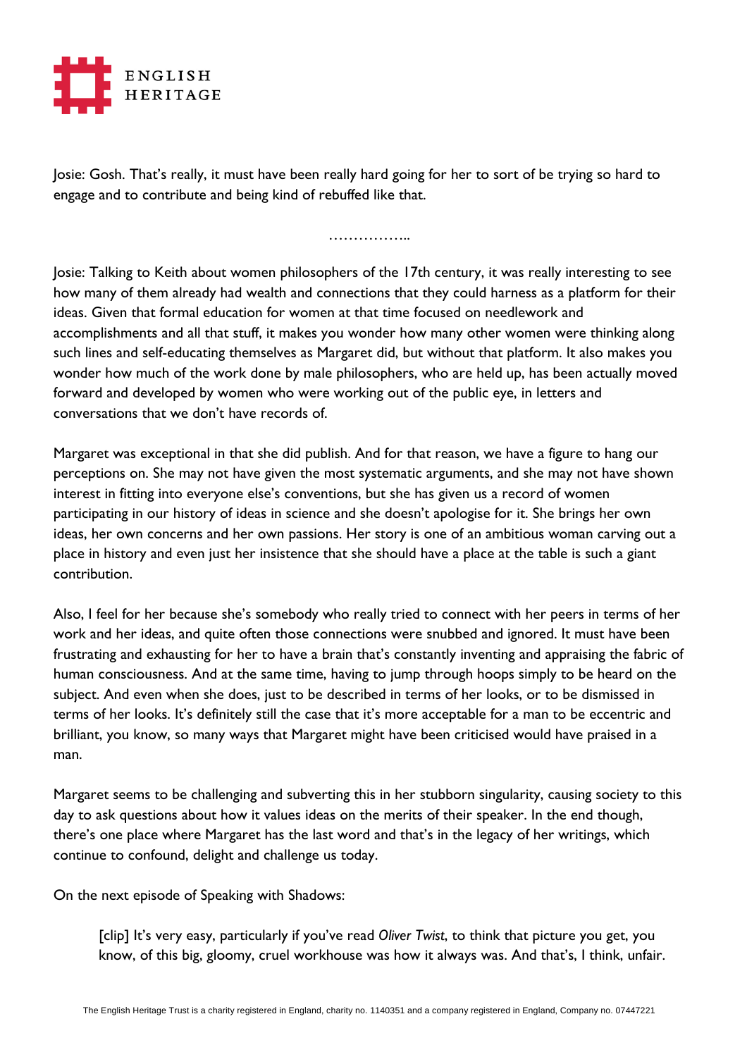Josie: Gosh. That's really, it must have been really hard going for her to sort of be trying so hard to engage and to contribute and being kind of rebuffed like that.

……………..

Josie: Talking to Keith about women philosophers of the 17th century, it was really interesting to see how many of them already had wealth and connections that they could harness as a platform for their ideas. Given that formal education for women at that time focused on needlework and accomplishments and all that stuff, it makes you wonder how many other women were thinking along such lines and self-educating themselves as Margaret did, but without that platform. It also makes you wonder how much of the work done by male philosophers, who are held up, has been actually moved forward and developed by women who were working out of the public eye, in letters and conversations that we don't have records of.

Margaret was exceptional in that she did publish. And for that reason, we have a figure to hang our perceptions on. She may not have given the most systematic arguments, and she may not have shown interest in fitting into everyone else's conventions, but she has given us a record of women participating in our history of ideas in science and she doesn't apologise for it. She brings her own ideas, her own concerns and her own passions. Her story is one of an ambitious woman carving out a place in history and even just her insistence that she should have a place at the table is such a giant contribution.

Also, I feel for her because she's somebody who really tried to connect with her peers in terms of her work and her ideas, and quite often those connections were snubbed and ignored. It must have been frustrating and exhausting for her to have a brain that's constantly inventing and appraising the fabric of human consciousness. And at the same time, having to jump through hoops simply to be heard on the subject. And even when she does, just to be described in terms of her looks, or to be dismissed in terms of her looks. It's definitely still the case that it's more acceptable for a man to be eccentric and brilliant, you know, so many ways that Margaret might have been criticised would have praised in a man.

Margaret seems to be challenging and subverting this in her stubborn singularity, causing society to this day to ask questions about how it values ideas on the merits of their speaker. In the end though, there's one place where Margaret has the last word and that's in the legacy of her writings, which continue to confound, delight and challenge us today.

On the next episode of Speaking with Shadows:

> [clip] It's very easy, particularly if you've read *Oliver Twist*, to think that picture you get, you know, of this big, gloomy, cruel workhouse was how it always was. And that's, I think, unfair.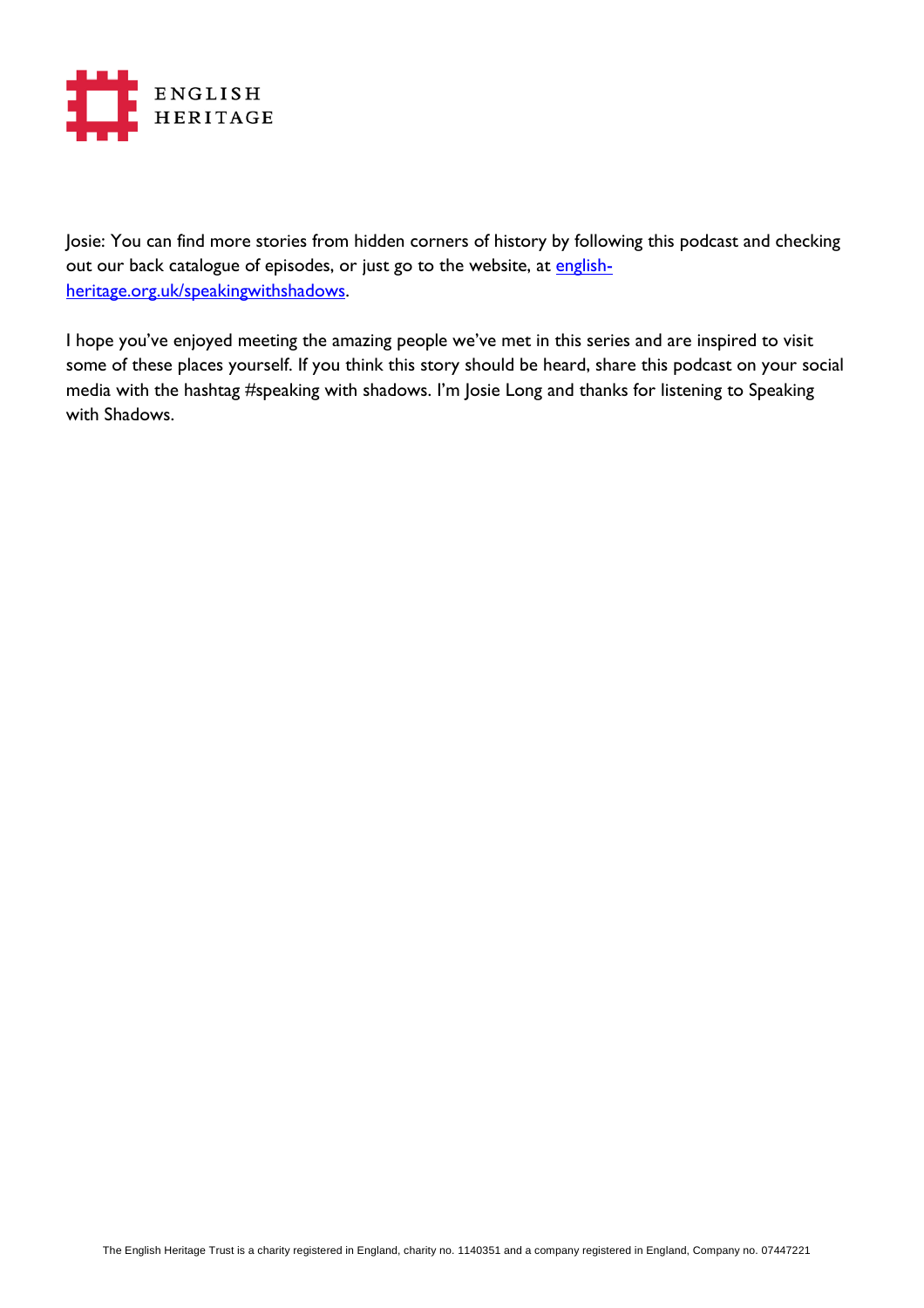Josie: You can find more stories from hidden corners of history by following this podcast and checking out our back catalogue of episodes, or just go to the website, at [english-heritage.org.uk/speakingwithshadows](english-heritage.org.uk/speakingwithshadows).

I hope you've enjoyed meeting the amazing people we've met in this series and are inspired to visit some of these places yourself. If you think this story should be heard, share this podcast on your social media with the hashtag #speaking with shadows. I'm Josie Long and thanks for listening to Speaking with Shadows.